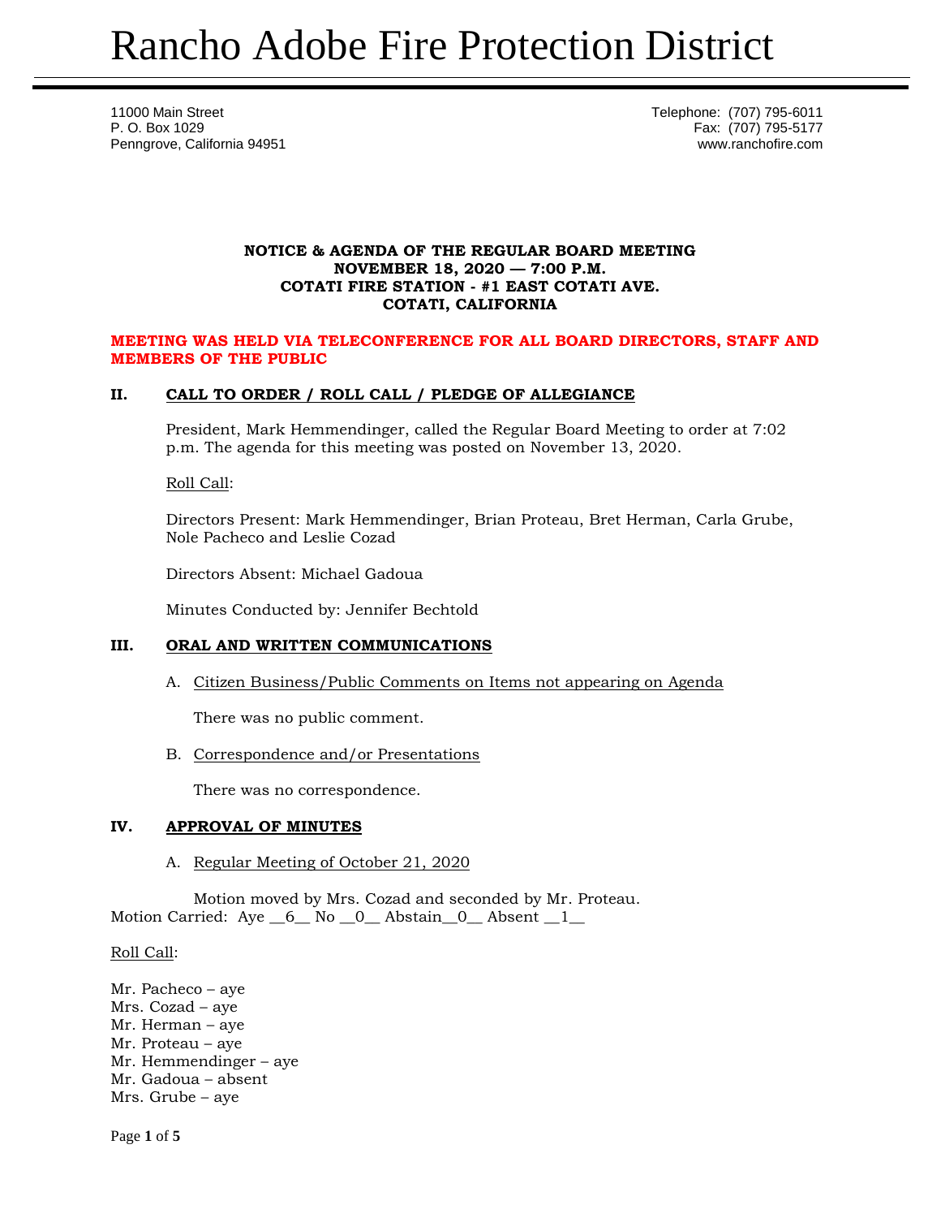# Rancho Adobe Fire Protection District

11000 Main Street
P. O. Box 1029
Penngrove, California 94951

Telephone: (707) 795-6011
Fax: (707) 795-5177
www.ranchofire.com

**NOTICE & AGENDA OF THE REGULAR BOARD MEETING**
**NOVEMBER 18, 2020 — 7:00 P.M.**
**COTATI FIRE STATION - #1 EAST COTATI AVE.**
**COTATI, CALIFORNIA**

**MEETING WAS HELD VIA TELECONFERENCE FOR ALL BOARD DIRECTORS, STAFF AND MEMBERS OF THE PUBLIC**

## II. CALL TO ORDER / ROLL CALL / PLEDGE OF ALLEGIANCE

President, Mark Hemmendinger, called the Regular Board Meeting to order at 7:02 p.m. The agenda for this meeting was posted on November 13, 2020.

Roll Call:

Directors Present: Mark Hemmendinger, Brian Proteau, Bret Herman, Carla Grube, Nole Pacheco and Leslie Cozad

Directors Absent: Michael Gadoua

Minutes Conducted by: Jennifer Bechtold

## III. ORAL AND WRITTEN COMMUNICATIONS

A. Citizen Business/Public Comments on Items not appearing on Agenda

There was no public comment.

B. Correspondence and/or Presentations

There was no correspondence.

## IV. APPROVAL OF MINUTES

A. Regular Meeting of October 21, 2020

Motion moved by Mrs. Cozad and seconded by Mr. Proteau.
Motion Carried: Aye \_\_6\_\_ No \_\_0\_\_ Abstain\_\_0\_\_ Absent \_\_1\_\_

Roll Call:

Mr. Pacheco – aye
Mrs. Cozad – aye
Mr. Herman – aye
Mr. Proteau – aye
Mr. Hemmendinger – aye
Mr. Gadoua – absent
Mrs. Grube – aye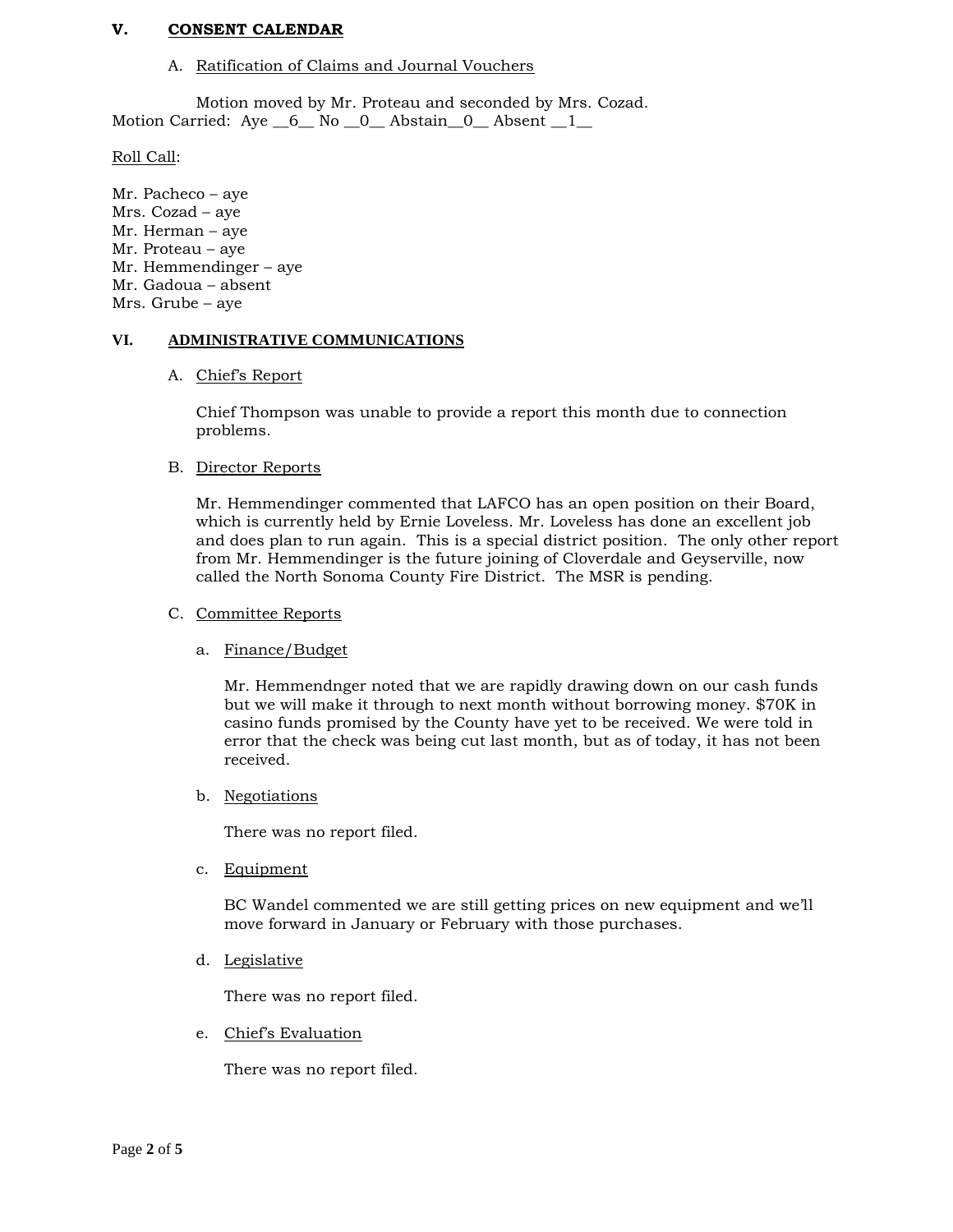## V. CONSENT CALENDAR

A. Ratification of Claims and Journal Vouchers

Motion moved by Mr. Proteau and seconded by Mrs. Cozad.

Motion Carried: Aye __6__ No __0__ Abstain__0__ Absent __1__

Roll Call:

Mr. Pacheco – aye
Mrs. Cozad – aye
Mr. Herman – aye
Mr. Proteau – aye
Mr. Hemmendinger – aye
Mr. Gadoua – absent
Mrs. Grube – aye

## VI. ADMINISTRATIVE COMMUNICATIONS

A. Chief's Report

Chief Thompson was unable to provide a report this month due to connection problems.

B. Director Reports

Mr. Hemmendinger commented that LAFCO has an open position on their Board, which is currently held by Ernie Loveless. Mr. Loveless has done an excellent job and does plan to run again. This is a special district position. The only other report from Mr. Hemmendinger is the future joining of Cloverdale and Geyserville, now called the North Sonoma County Fire District. The MSR is pending.

C. Committee Reports

a. Finance/Budget

Mr. Hemmendnger noted that we are rapidly drawing down on our cash funds but we will make it through to next month without borrowing money. $70K in casino funds promised by the County have yet to be received. We were told in error that the check was being cut last month, but as of today, it has not been received.

b. Negotiations

There was no report filed.

c. Equipment

BC Wandel commented we are still getting prices on new equipment and we'll move forward in January or February with those purchases.

d. Legislative

There was no report filed.

e. Chief's Evaluation

There was no report filed.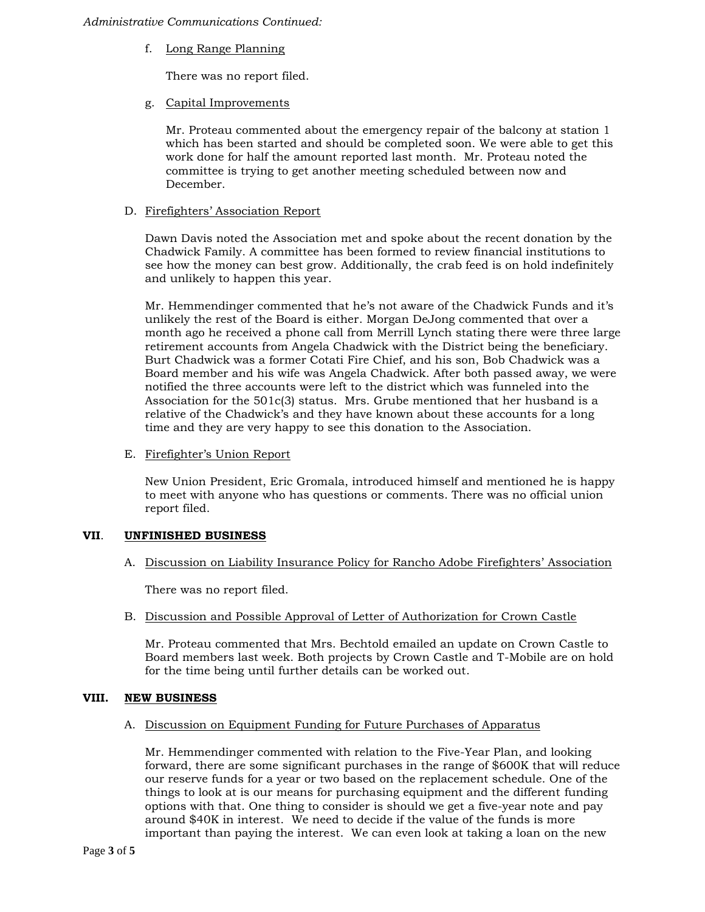*Administrative Communications Continued:*

f. Long Range Planning

There was no report filed.

g. Capital Improvements

Mr. Proteau commented about the emergency repair of the balcony at station 1 which has been started and should be completed soon. We were able to get this work done for half the amount reported last month. Mr. Proteau noted the committee is trying to get another meeting scheduled between now and December.

D. Firefighters' Association Report

Dawn Davis noted the Association met and spoke about the recent donation by the Chadwick Family. A committee has been formed to review financial institutions to see how the money can best grow. Additionally, the crab feed is on hold indefinitely and unlikely to happen this year.

Mr. Hemmendinger commented that he's not aware of the Chadwick Funds and it's unlikely the rest of the Board is either. Morgan DeJong commented that over a month ago he received a phone call from Merrill Lynch stating there were three large retirement accounts from Angela Chadwick with the District being the beneficiary. Burt Chadwick was a former Cotati Fire Chief, and his son, Bob Chadwick was a Board member and his wife was Angela Chadwick. After both passed away, we were notified the three accounts were left to the district which was funneled into the Association for the 501c(3) status. Mrs. Grube mentioned that her husband is a relative of the Chadwick's and they have known about these accounts for a long time and they are very happy to see this donation to the Association.

E. Firefighter's Union Report

New Union President, Eric Gromala, introduced himself and mentioned he is happy to meet with anyone who has questions or comments. There was no official union report filed.

## VII. UNFINISHED BUSINESS

A. Discussion on Liability Insurance Policy for Rancho Adobe Firefighters' Association

There was no report filed.

B. Discussion and Possible Approval of Letter of Authorization for Crown Castle

Mr. Proteau commented that Mrs. Bechtold emailed an update on Crown Castle to Board members last week. Both projects by Crown Castle and T-Mobile are on hold for the time being until further details can be worked out.

## VIII. NEW BUSINESS

A. Discussion on Equipment Funding for Future Purchases of Apparatus

Mr. Hemmendinger commented with relation to the Five-Year Plan, and looking forward, there are some significant purchases in the range of $600K that will reduce our reserve funds for a year or two based on the replacement schedule. One of the things to look at is our means for purchasing equipment and the different funding options with that. One thing to consider is should we get a five-year note and pay around $40K in interest. We need to decide if the value of the funds is more important than paying the interest. We can even look at taking a loan on the new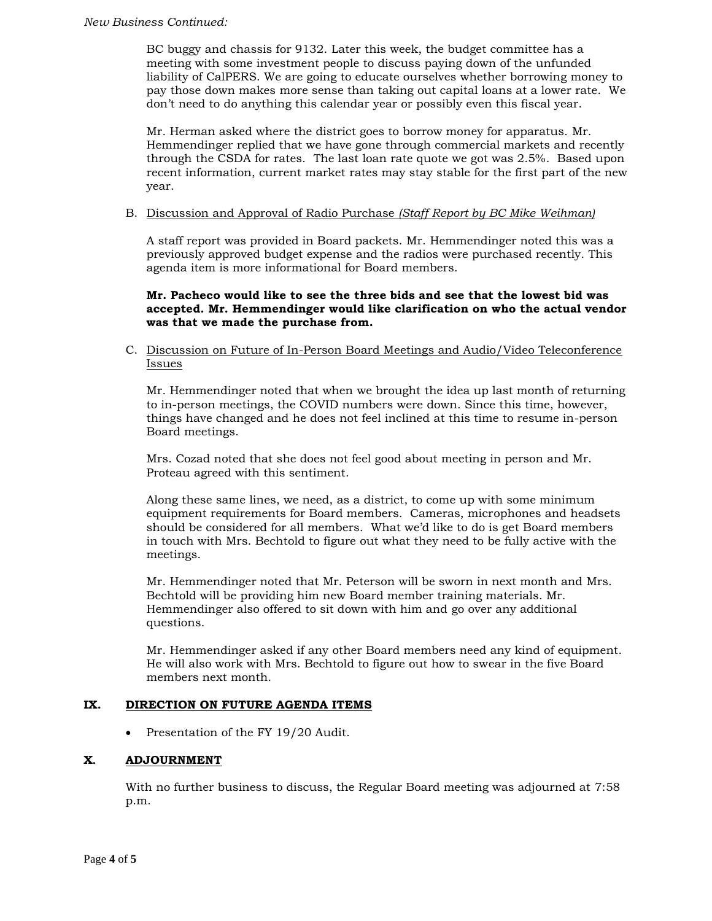*New Business Continued:*

BC buggy and chassis for 9132. Later this week, the budget committee has a meeting with some investment people to discuss paying down of the unfunded liability of CalPERS. We are going to educate ourselves whether borrowing money to pay those down makes more sense than taking out capital loans at a lower rate. We don't need to do anything this calendar year or possibly even this fiscal year.

Mr. Herman asked where the district goes to borrow money for apparatus. Mr. Hemmendinger replied that we have gone through commercial markets and recently through the CSDA for rates. The last loan rate quote we got was 2.5%. Based upon recent information, current market rates may stay stable for the first part of the new year.

B. Discussion and Approval of Radio Purchase *(Staff Report by BC Mike Weihman)*

A staff report was provided in Board packets. Mr. Hemmendinger noted this was a previously approved budget expense and the radios were purchased recently. This agenda item is more informational for Board members.

**Mr. Pacheco would like to see the three bids and see that the lowest bid was accepted. Mr. Hemmendinger would like clarification on who the actual vendor was that we made the purchase from.**

C. Discussion on Future of In-Person Board Meetings and Audio/Video Teleconference Issues

Mr. Hemmendinger noted that when we brought the idea up last month of returning to in-person meetings, the COVID numbers were down. Since this time, however, things have changed and he does not feel inclined at this time to resume in-person Board meetings.

Mrs. Cozad noted that she does not feel good about meeting in person and Mr. Proteau agreed with this sentiment.

Along these same lines, we need, as a district, to come up with some minimum equipment requirements for Board members. Cameras, microphones and headsets should be considered for all members. What we'd like to do is get Board members in touch with Mrs. Bechtold to figure out what they need to be fully active with the meetings.

Mr. Hemmendinger noted that Mr. Peterson will be sworn in next month and Mrs. Bechtold will be providing him new Board member training materials. Mr. Hemmendinger also offered to sit down with him and go over any additional questions.

Mr. Hemmendinger asked if any other Board members need any kind of equipment. He will also work with Mrs. Bechtold to figure out how to swear in the five Board members next month.

## IX. DIRECTION ON FUTURE AGENDA ITEMS

- Presentation of the FY 19/20 Audit.

## X. ADJOURNMENT

With no further business to discuss, the Regular Board meeting was adjourned at 7:58 p.m.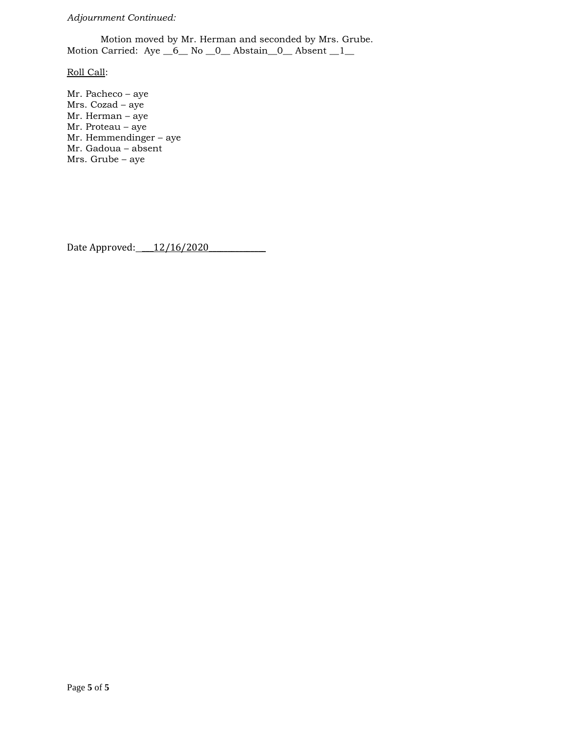*Adjournment Continued:*

Motion moved by Mr. Herman and seconded by Mrs. Grube.
Motion Carried: Aye __6__ No __0__ Abstain__0__ Absent __1__

<u>Roll Call</u>:

Mr. Pacheco – aye
Mrs. Cozad – aye
Mr. Herman – aye
Mr. Proteau – aye
Mr. Hemmendinger – aye
Mr. Gadoua – absent
Mrs. Grube – aye

Date Approved: ___12/16/2020______________